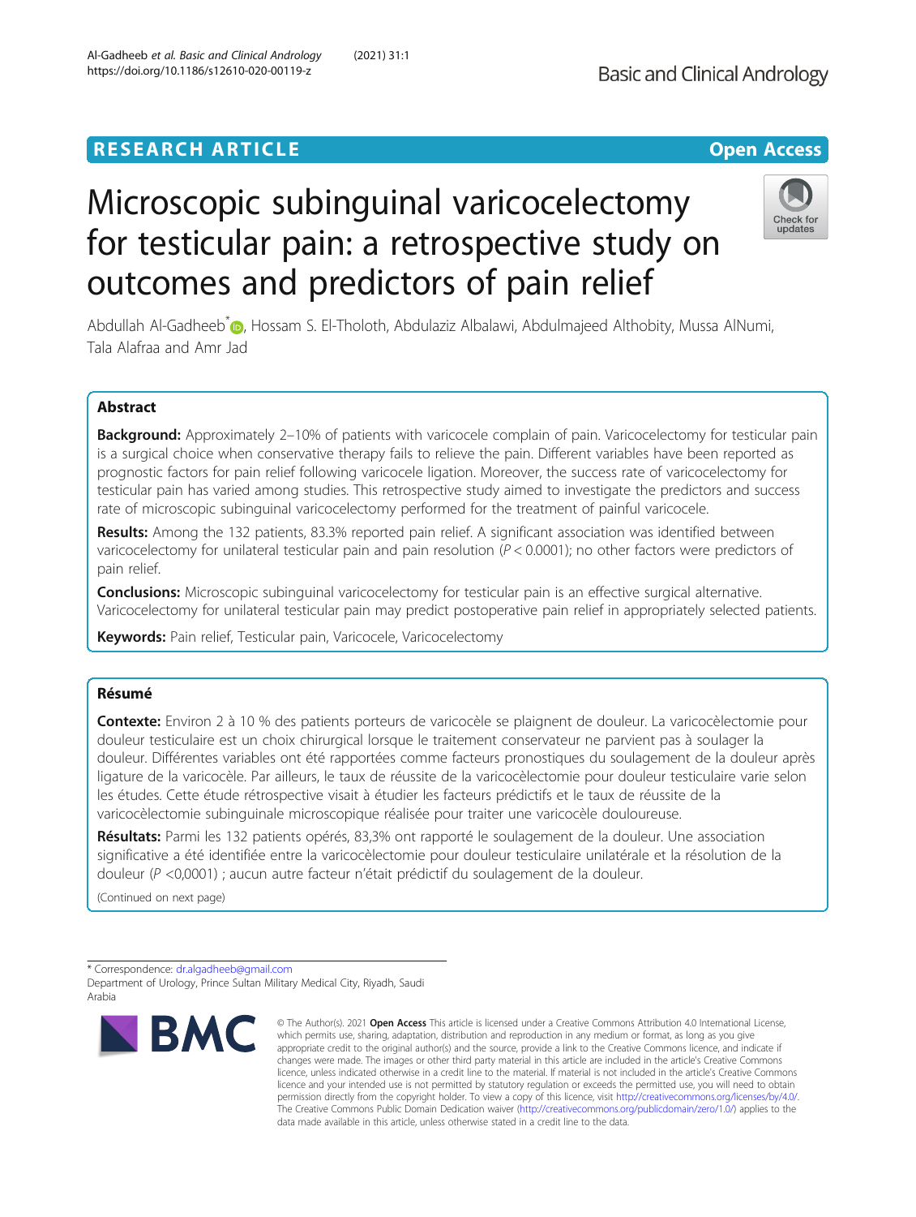RESEARCH ARTICLE

Open Access

# Microscopic subinguinal varicocelectomy for testicular pain: a retrospective study on outcomes and predictors of pain relief

Abdullah Al-Gadheeb*, Hossam S. El-Tholoth, Abdulaziz Albalawi, Abdulmajeed Althobity, Mussa AlNumi, Tala Alafraa and Amr Jad

## Abstract

**Background:** Approximately 2–10% of patients with varicocele complain of pain. Varicocelectomy for testicular pain is a surgical choice when conservative therapy fails to relieve the pain. Different variables have been reported as prognostic factors for pain relief following varicocele ligation. Moreover, the success rate of varicocelectomy for testicular pain has varied among studies. This retrospective study aimed to investigate the predictors and success rate of microscopic subinguinal varicocelectomy performed for the treatment of painful varicocele.

**Results:** Among the 132 patients, 83.3% reported pain relief. A significant association was identified between varicocelectomy for unilateral testicular pain and pain resolution ($P < 0.0001$); no other factors were predictors of pain relief.

**Conclusions:** Microscopic subinguinal varicocelectomy for testicular pain is an effective surgical alternative. Varicocelectomy for unilateral testicular pain may predict postoperative pain relief in appropriately selected patients.

**Keywords:** Pain relief, Testicular pain, Varicocele, Varicocelectomy

## Résumé

**Contexte:** Environ 2 à 10 % des patients porteurs de varicocèle se plaignent de douleur. La varicocèlectomie pour douleur testiculaire est un choix chirurgical lorsque le traitement conservateur ne parvient pas à soulager la douleur. Différentes variables ont été rapportées comme facteurs pronostiques du soulagement de la douleur après ligature de la varicocèle. Par ailleurs, le taux de réussite de la varicocèlectomie pour douleur testiculaire varie selon les études. Cette étude rétrospective visait à étudier les facteurs prédictifs et le taux de réussite de la varicocèlectomie subinguinale microscopique réalisée pour traiter une varicocèle douloureuse.

**Résultats:** Parmi les 132 patients opérés, 83,3% ont rapporté le soulagement de la douleur. Une association significative a été identifiée entre la varicocèlectomie pour douleur testiculaire unilatérale et la résolution de la douleur ($P$ <0,0001) ; aucun autre facteur n'était prédictif du soulagement de la douleur.

(Continued on next page)

* Correspondence: dr.algadheeb@gmail.com
Department of Urology, Prince Sultan Military Medical City, Riyadh, Saudi Arabia

© The Author(s). 2021 **Open Access** This article is licensed under a Creative Commons Attribution 4.0 International License, which permits use, sharing, adaptation, distribution and reproduction in any medium or format, as long as you give appropriate credit to the original author(s) and the source, provide a link to the Creative Commons licence, and indicate if changes were made. The images or other third party material in this article are included in the article's Creative Commons licence, unless indicated otherwise in a credit line to the material. If material is not included in the article's Creative Commons licence and your intended use is not permitted by statutory regulation or exceeds the permitted use, you will need to obtain permission directly from the copyright holder. To view a copy of this licence, visit http://creativecommons.org/licenses/by/4.0/. The Creative Commons Public Domain Dedication waiver (http://creativecommons.org/publicdomain/zero/1.0/) applies to the data made available in this article, unless otherwise stated in a credit line to the data.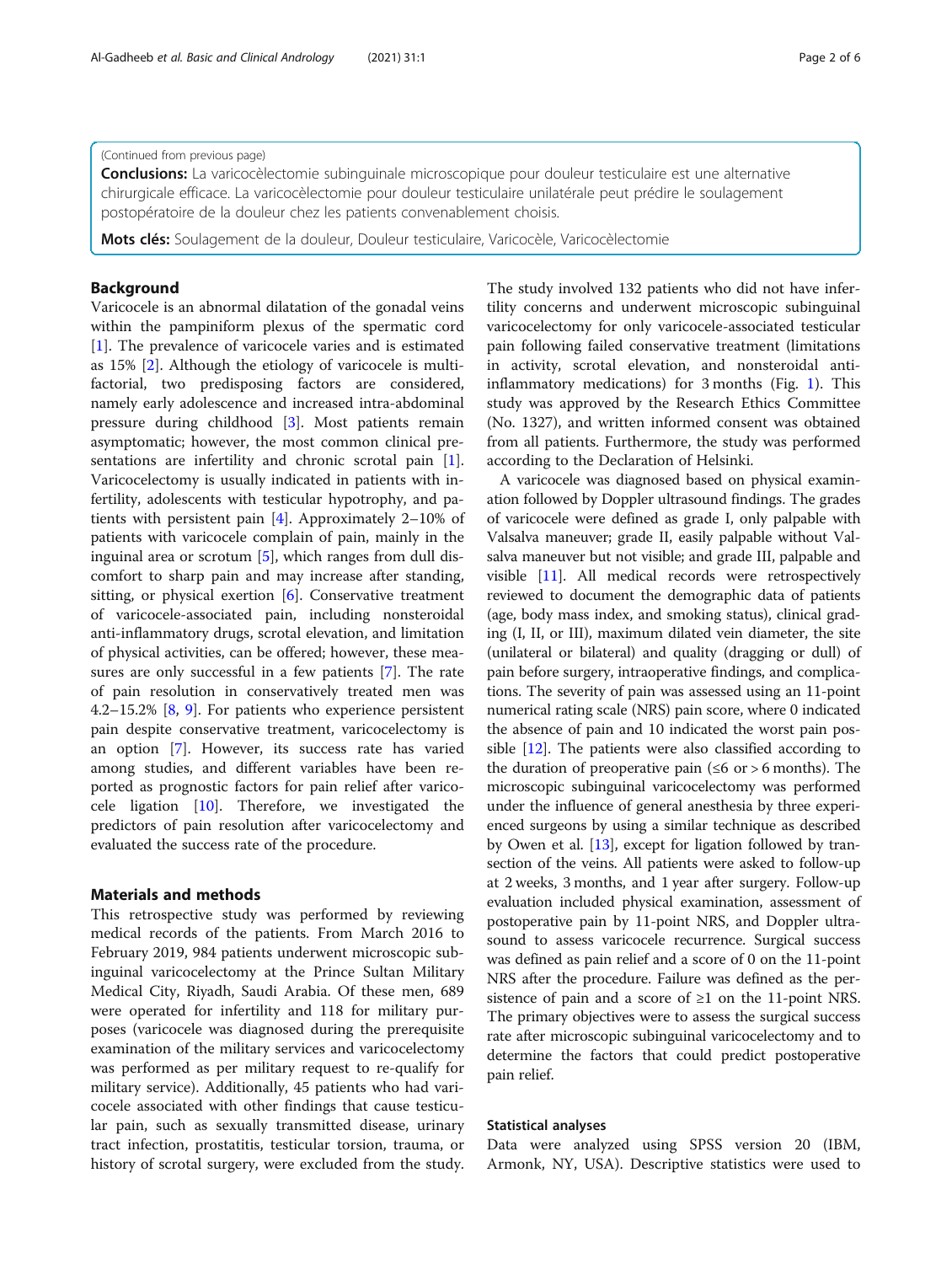(Continued from previous page)

**Conclusions:** La varicocèlectomie subinguinale microscopique pour douleur testiculaire est une alternative chirurgicale efficace. La varicocèlectomie pour douleur testiculaire unilatérale peut prédire le soulagement postopératoire de la douleur chez les patients convenablement choisis.

**Mots clés:** Soulagement de la douleur, Douleur testiculaire, Varicocèle, Varicocèlectomie

## Background

Varicocele is an abnormal dilatation of the gonadal veins within the pampiniform plexus of the spermatic cord [1]. The prevalence of varicocele varies and is estimated as 15% [2]. Although the etiology of varicocele is multifactorial, two predisposing factors are considered, namely early adolescence and increased intra-abdominal pressure during childhood [3]. Most patients remain asymptomatic; however, the most common clinical presentations are infertility and chronic scrotal pain [1]. Varicocelectomy is usually indicated in patients with infertility, adolescents with testicular hypotrophy, and patients with persistent pain [4]. Approximately 2–10% of patients with varicocele complain of pain, mainly in the inguinal area or scrotum [5], which ranges from dull discomfort to sharp pain and may increase after standing, sitting, or physical exertion [6]. Conservative treatment of varicocele-associated pain, including nonsteroidal anti-inflammatory drugs, scrotal elevation, and limitation of physical activities, can be offered; however, these measures are only successful in a few patients [7]. The rate of pain resolution in conservatively treated men was 4.2–15.2% [8, 9]. For patients who experience persistent pain despite conservative treatment, varicocelectomy is an option [7]. However, its success rate has varied among studies, and different variables have been reported as prognostic factors for pain relief after varicocele ligation [10]. Therefore, we investigated the predictors of pain resolution after varicocelectomy and evaluated the success rate of the procedure.

## Materials and methods

This retrospective study was performed by reviewing medical records of the patients. From March 2016 to February 2019, 984 patients underwent microscopic subinguinal varicocelectomy at the Prince Sultan Military Medical City, Riyadh, Saudi Arabia. Of these men, 689 were operated for infertility and 118 for military purposes (varicocele was diagnosed during the prerequisite examination of the military services and varicocelectomy was performed as per military request to re-qualify for military service). Additionally, 45 patients who had varicocele associated with other findings that cause testicular pain, such as sexually transmitted disease, urinary tract infection, prostatitis, testicular torsion, trauma, or history of scrotal surgery, were excluded from the study. The study involved 132 patients who did not have infertility concerns and underwent microscopic subinguinal varicocelectomy for only varicocele-associated testicular pain following failed conservative treatment (limitations in activity, scrotal elevation, and nonsteroidal anti-inflammatory medications) for 3 months (Fig. 1). This study was approved by the Research Ethics Committee (No. 1327), and written informed consent was obtained from all patients. Furthermore, the study was performed according to the Declaration of Helsinki.

A varicocele was diagnosed based on physical examination followed by Doppler ultrasound findings. The grades of varicocele were defined as grade I, only palpable with Valsalva maneuver; grade II, easily palpable without Valsalva maneuver but not visible; and grade III, palpable and visible [11]. All medical records were retrospectively reviewed to document the demographic data of patients (age, body mass index, and smoking status), clinical grading (I, II, or III), maximum dilated vein diameter, the site (unilateral or bilateral) and quality (dragging or dull) of pain before surgery, intraoperative findings, and complications. The severity of pain was assessed using an 11-point numerical rating scale (NRS) pain score, where 0 indicated the absence of pain and 10 indicated the worst pain possible [12]. The patients were also classified according to the duration of preoperative pain (≤6 or > 6 months). The microscopic subinguinal varicocelectomy was performed under the influence of general anesthesia by three experienced surgeons by using a similar technique as described by Owen et al. [13], except for ligation followed by transection of the veins. All patients were asked to follow-up at 2 weeks, 3 months, and 1 year after surgery. Follow-up evaluation included physical examination, assessment of postoperative pain by 11-point NRS, and Doppler ultrasound to assess varicocele recurrence. Surgical success was defined as pain relief and a score of 0 on the 11-point NRS after the procedure. Failure was defined as the persistence of pain and a score of ≥1 on the 11-point NRS. The primary objectives were to assess the surgical success rate after microscopic subinguinal varicocelectomy and to determine the factors that could predict postoperative pain relief.

### Statistical analyses

Data were analyzed using SPSS version 20 (IBM, Armonk, NY, USA). Descriptive statistics were used to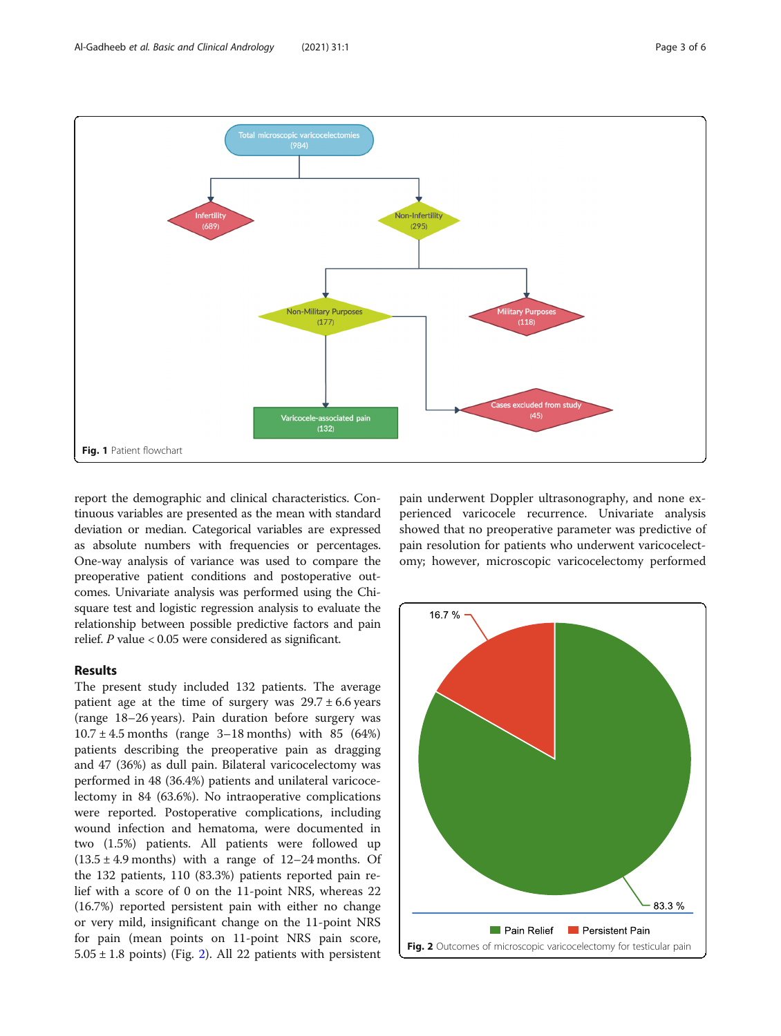Fig. 1 Patient flowchart

report the demographic and clinical characteristics. Continuous variables are presented as the mean with standard deviation or median. Categorical variables are expressed as absolute numbers with frequencies or percentages. One-way analysis of variance was used to compare the preoperative patient conditions and postoperative outcomes. Univariate analysis was performed using the Chi-square test and logistic regression analysis to evaluate the relationship between possible predictive factors and pain relief. *P* value < 0.05 were considered as significant.

## Results

The present study included 132 patients. The average patient age at the time of surgery was 29.7 ± 6.6 years (range 18–26 years). Pain duration before surgery was 10.7 ± 4.5 months (range 3–18 months) with 85 (64%) patients describing the preoperative pain as dragging and 47 (36%) as dull pain. Bilateral varicocelectomy was performed in 48 (36.4%) patients and unilateral varicocelectomy in 84 (63.6%). No intraoperative complications were reported. Postoperative complications, including wound infection and hematoma, were documented in two (1.5%) patients. All patients were followed up (13.5 ± 4.9 months) with a range of 12–24 months. Of the 132 patients, 110 (83.3%) patients reported pain relief with a score of 0 on the 11-point NRS, whereas 22 (16.7%) reported persistent pain with either no change or very mild, insignificant change on the 11-point NRS for pain (mean points on 11-point NRS pain score, 5.05 ± 1.8 points) (Fig. 2). All 22 patients with persistent pain underwent Doppler ultrasonography, and none experienced varicocele recurrence. Univariate analysis showed that no preoperative parameter was predictive of pain resolution for patients who underwent varicocelectomy; however, microscopic varicocelectomy performed

Fig. 2 Outcomes of microscopic varicocelectomy for testicular pain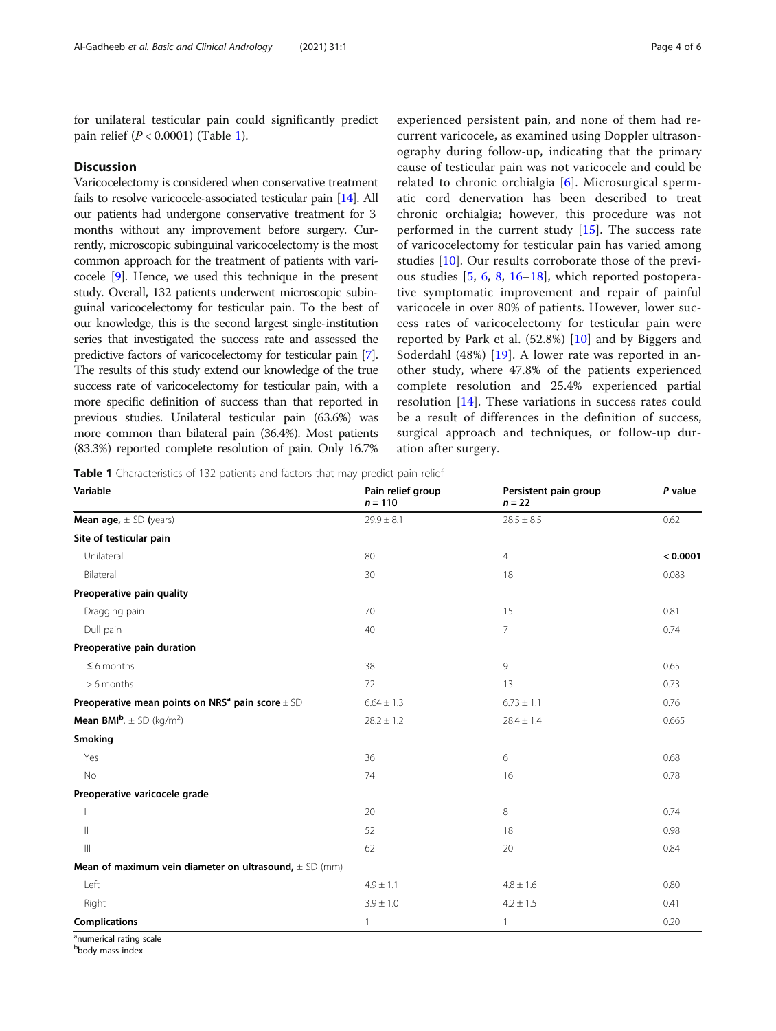for unilateral testicular pain could significantly predict pain relief ($P < 0.0001$) (Table 1).

## Discussion

Varicocelectomy is considered when conservative treatment fails to resolve varicocele-associated testicular pain [14]. All our patients had undergone conservative treatment for 3 months without any improvement before surgery. Currently, microscopic subinguinal varicocelectomy is the most common approach for the treatment of patients with varicocele [9]. Hence, we used this technique in the present study. Overall, 132 patients underwent microscopic subinguinal varicocelectomy for testicular pain. To the best of our knowledge, this is the second largest single-institution series that investigated the success rate and assessed the predictive factors of varicocelectomy for testicular pain [7]. The results of this study extend our knowledge of the true success rate of varicocelectomy for testicular pain, with a more specific definition of success than that reported in previous studies. Unilateral testicular pain (63.6%) was more common than bilateral pain (36.4%). Most patients (83.3%) reported complete resolution of pain. Only 16.7% experienced persistent pain, and none of them had recurrent varicocele, as examined using Doppler ultrasonography during follow-up, indicating that the primary cause of testicular pain was not varicocele and could be related to chronic orchialgia [6]. Microsurgical spermatic cord denervation has been described to treat chronic orchialgia; however, this procedure was not performed in the current study [15]. The success rate of varicocelectomy for testicular pain has varied among studies [10]. Our results corroborate those of the previous studies [5, 6, 8, 16–18], which reported postoperative symptomatic improvement and repair of painful varicocele in over 80% of patients. However, lower success rates of varicocelectomy for testicular pain were reported by Park et al. (52.8%) [10] and by Biggers and Soderdahl (48%) [19]. A lower rate was reported in another study, where 47.8% of the patients experienced complete resolution and 25.4% experienced partial resolution [14]. These variations in success rates could be a result of differences in the definition of success, surgical approach and techniques, or follow-up duration after surgery.

**Table 1** Characteristics of 132 patients and factors that may predict pain relief

| Variable | Pain relief group $n = 110$ | Persistent pain group $n = 22$ | *P* value |
|---|---|---|---|
| **Mean age,** ± SD **(**years) | 29.9 ± 8.1 | 28.5 ± 8.5 | 0.62 |
| **Site of testicular pain** | | | |
| Unilateral | 80 | 4 | **< 0.0001** |
| Bilateral | 30 | 18 | 0.083 |
| **Preoperative pain quality** | | | |
| Dragging pain | 70 | 15 | 0.81 |
| Dull pain | 40 | 7 | 0.74 |
| **Preoperative pain duration** | | | |
| ≤ 6 months | 38 | 9 | 0.65 |
| > 6 months | 72 | 13 | 0.73 |
| **Preoperative mean points on NRS[a] pain score** ± SD | 6.64 ± 1.3 | 6.73 ± 1.1 | 0.76 |
| **Mean BMI[b]**, ± SD (kg/m$^2$) | 28.2 ± 1.2 | 28.4 ± 1.4 | 0.665 |
| **Smoking** | | | |
| Yes | 36 | 6 | 0.68 |
| No | 74 | 16 | 0.78 |
| **Preoperative varicocele grade** | | | |
| I | 20 | 8 | 0.74 |
| II | 52 | 18 | 0.98 |
| III | 62 | 20 | 0.84 |
| **Mean of maximum vein diameter on ultrasound,** ± SD (mm) | | | |
| Left | 4.9 ± 1.1 | 4.8 ± 1.6 | 0.80 |
| Right | 3.9 ± 1.0 | 4.2 ± 1.5 | 0.41 |
| **Complications** | 1 | 1 | 0.20 |

[a]numerical rating scale
[b]body mass index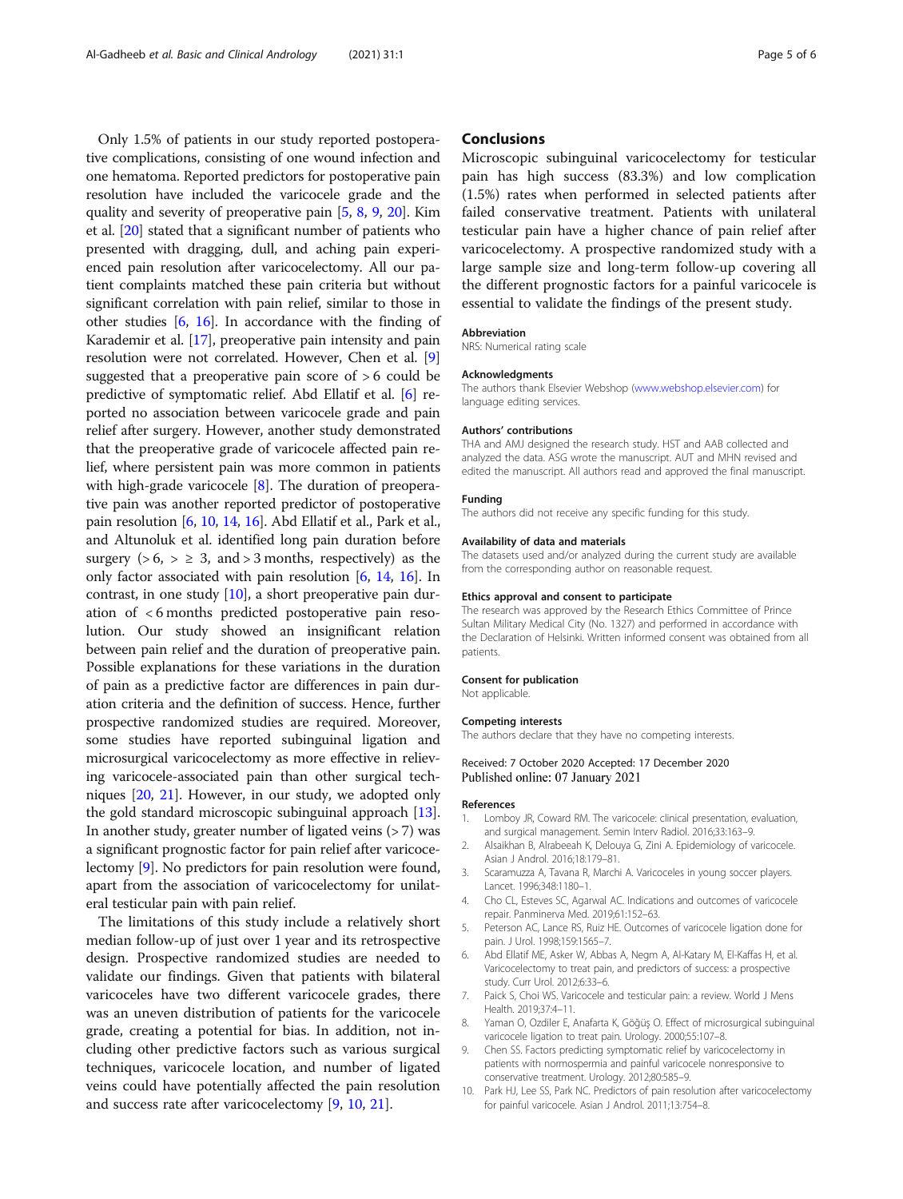Only 1.5% of patients in our study reported postoperative complications, consisting of one wound infection and one hematoma. Reported predictors for postoperative pain resolution have included the varicocele grade and the quality and severity of preoperative pain [5, 8, 9, 20]. Kim et al. [20] stated that a significant number of patients who presented with dragging, dull, and aching pain experienced pain resolution after varicocelectomy. All our patient complaints matched these pain criteria but without significant correlation with pain relief, similar to those in other studies [6, 16]. In accordance with the finding of Karademir et al. [17], preoperative pain intensity and pain resolution were not correlated. However, Chen et al. [9] suggested that a preoperative pain score of > 6 could be predictive of symptomatic relief. Abd Ellatif et al. [6] reported no association between varicocele grade and pain relief after surgery. However, another study demonstrated that the preoperative grade of varicocele affected pain relief, where persistent pain was more common in patients with high-grade varicocele [8]. The duration of preoperative pain was another reported predictor of postoperative pain resolution [6, 10, 14, 16]. Abd Ellatif et al., Park et al., and Altunoluk et al. identified long pain duration before surgery (> 6, > ≥ 3, and > 3 months, respectively) as the only factor associated with pain resolution [6, 14, 16]. In contrast, in one study [10], a short preoperative pain duration of < 6 months predicted postoperative pain resolution. Our study showed an insignificant relation between pain relief and the duration of preoperative pain. Possible explanations for these variations in the duration of pain as a predictive factor are differences in pain duration criteria and the definition of success. Hence, further prospective randomized studies are required. Moreover, some studies have reported subinguinal ligation and microsurgical varicocelectomy as more effective in relieving varicocele-associated pain than other surgical techniques [20, 21]. However, in our study, we adopted only the gold standard microscopic subinguinal approach [13]. In another study, greater number of ligated veins (> 7) was a significant prognostic factor for pain relief after varicocelectomy [9]. No predictors for pain resolution were found, apart from the association of varicocelectomy for unilateral testicular pain with pain relief.

The limitations of this study include a relatively short median follow-up of just over 1 year and its retrospective design. Prospective randomized studies are needed to validate our findings. Given that patients with bilateral varicoceles have two different varicocele grades, there was an uneven distribution of patients for the varicocele grade, creating a potential for bias. In addition, not including other predictive factors such as various surgical techniques, varicocele location, and number of ligated veins could have potentially affected the pain resolution and success rate after varicocelectomy [9, 10, 21].

## Conclusions

Microscopic subinguinal varicocelectomy for testicular pain has high success (83.3%) and low complication (1.5%) rates when performed in selected patients after failed conservative treatment. Patients with unilateral testicular pain have a higher chance of pain relief after varicocelectomy. A prospective randomized study with a large sample size and long-term follow-up covering all the different prognostic factors for a painful varicocele is essential to validate the findings of the present study.

### Abbreviation

NRS: Numerical rating scale

### Acknowledgments

The authors thank Elsevier Webshop (www.webshop.elsevier.com) for language editing services.

### Authors' contributions

THA and AMJ designed the research study. HST and AAB collected and analyzed the data. ASG wrote the manuscript. AUT and MHN revised and edited the manuscript. All authors read and approved the final manuscript.

### Funding

The authors did not receive any specific funding for this study.

### Availability of data and materials

The datasets used and/or analyzed during the current study are available from the corresponding author on reasonable request.

### Ethics approval and consent to participate

The research was approved by the Research Ethics Committee of Prince Sultan Military Medical City (No. 1327) and performed in accordance with the Declaration of Helsinki. Written informed consent was obtained from all patients.

### Consent for publication

Not applicable.

### Competing interests

The authors declare that they have no competing interests.

Received: 7 October 2020 Accepted: 17 December 2020
Published online: 07 January 2021

### References

1. Lomboy JR, Coward RM. The varicocele: clinical presentation, evaluation, and surgical management. Semin Interv Radiol. 2016;33:163–9.
2. Alsaikhan B, Alrabeeah K, Delouya G, Zini A. Epidemiology of varicocele. Asian J Androl. 2016;18:179–81.
3. Scaramuzza A, Tavana R, Marchi A. Varicoceles in young soccer players. Lancet. 1996;348:1180–1.
4. Cho CL, Esteves SC, Agarwal AC. Indications and outcomes of varicocele repair. Panminerva Med. 2019;61:152–63.
5. Peterson AC, Lance RS, Ruiz HE. Outcomes of varicocele ligation done for pain. J Urol. 1998;159:1565–7.
6. Abd Ellatif ME, Asker W, Abbas A, Negm A, Al-Katary M, El-Kaffas H, et al. Varicocelectomy to treat pain, and predictors of success: a prospective study. Curr Urol. 2012;6:33–6.
7. Paick S, Choi WS. Varicocele and testicular pain: a review. World J Mens Health. 2019;37:4–11.
8. Yaman O, Ozdiler E, Anafarta K, Göğüş O. Effect of microsurgical subinguinal varicocele ligation to treat pain. Urology. 2000;55:107–8.
9. Chen SS. Factors predicting symptomatic relief by varicocelectomy in patients with normospermia and painful varicocele nonresponsive to conservative treatment. Urology. 2012;80:585–9.
10. Park HJ, Lee SS, Park NC. Predictors of pain resolution after varicocelectomy for painful varicocele. Asian J Androl. 2011;13:754–8.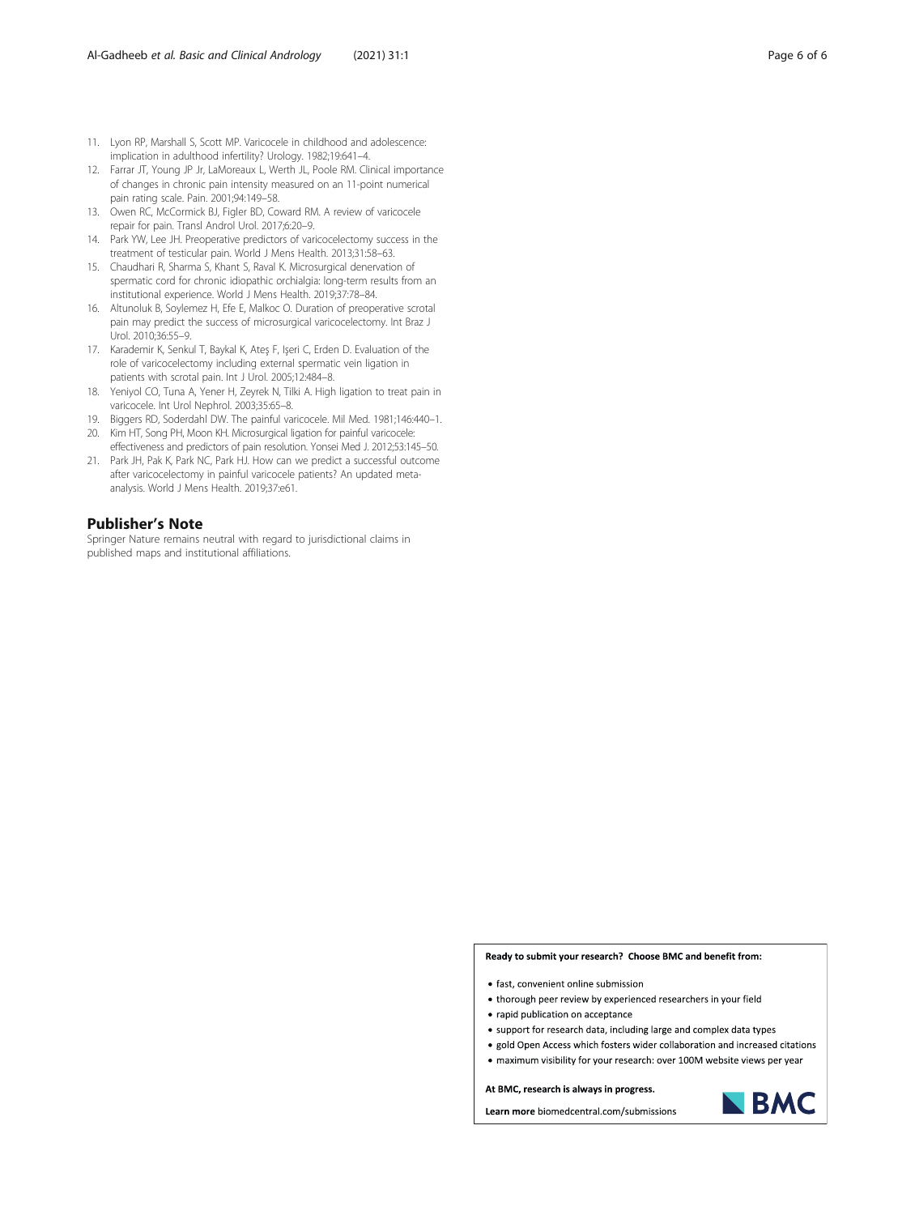11. Lyon RP, Marshall S, Scott MP. Varicocele in childhood and adolescence: implication in adulthood infertility? Urology. 1982;19:641–4.
12. Farrar JT, Young JP Jr, LaMoreaux L, Werth JL, Poole RM. Clinical importance of changes in chronic pain intensity measured on an 11-point numerical pain rating scale. Pain. 2001;94:149–58.
13. Owen RC, McCormick BJ, Figler BD, Coward RM. A review of varicocele repair for pain. Transl Androl Urol. 2017;6:20–9.
14. Park YW, Lee JH. Preoperative predictors of varicocelectomy success in the treatment of testicular pain. World J Mens Health. 2013;31:58–63.
15. Chaudhari R, Sharma S, Khant S, Raval K. Microsurgical denervation of spermatic cord for chronic idiopathic orchialgia: long-term results from an institutional experience. World J Mens Health. 2019;37:78–84.
16. Altunoluk B, Soylemez H, Efe E, Malkoc O. Duration of preoperative scrotal pain may predict the success of microsurgical varicocelectomy. Int Braz J Urol. 2010;36:55–9.
17. Karademir K, Senkul T, Baykal K, Ateş F, Işeri C, Erden D. Evaluation of the role of varicocelectomy including external spermatic vein ligation in patients with scrotal pain. Int J Urol. 2005;12:484–8.
18. Yeniyol CO, Tuna A, Yener H, Zeyrek N, Tilki A. High ligation to treat pain in varicocele. Int Urol Nephrol. 2003;35:65–8.
19. Biggers RD, Soderdahl DW. The painful varicocele. Mil Med. 1981;146:440–1.
20. Kim HT, Song PH, Moon KH. Microsurgical ligation for painful varicocele: effectiveness and predictors of pain resolution. Yonsei Med J. 2012;53:145–50.
21. Park JH, Pak K, Park NC, Park HJ. How can we predict a successful outcome after varicocelectomy in painful varicocele patients? An updated meta-analysis. World J Mens Health. 2019;37:e61.

## Publisher's Note

Springer Nature remains neutral with regard to jurisdictional claims in published maps and institutional affiliations.

**Ready to submit your research? Choose BMC and benefit from:**

- fast, convenient online submission
- thorough peer review by experienced researchers in your field
- rapid publication on acceptance
- support for research data, including large and complex data types
- gold Open Access which fosters wider collaboration and increased citations
- maximum visibility for your research: over 100M website views per year

**At BMC, research is always in progress.**

**Learn more** biomedcentral.com/submissions

BMC